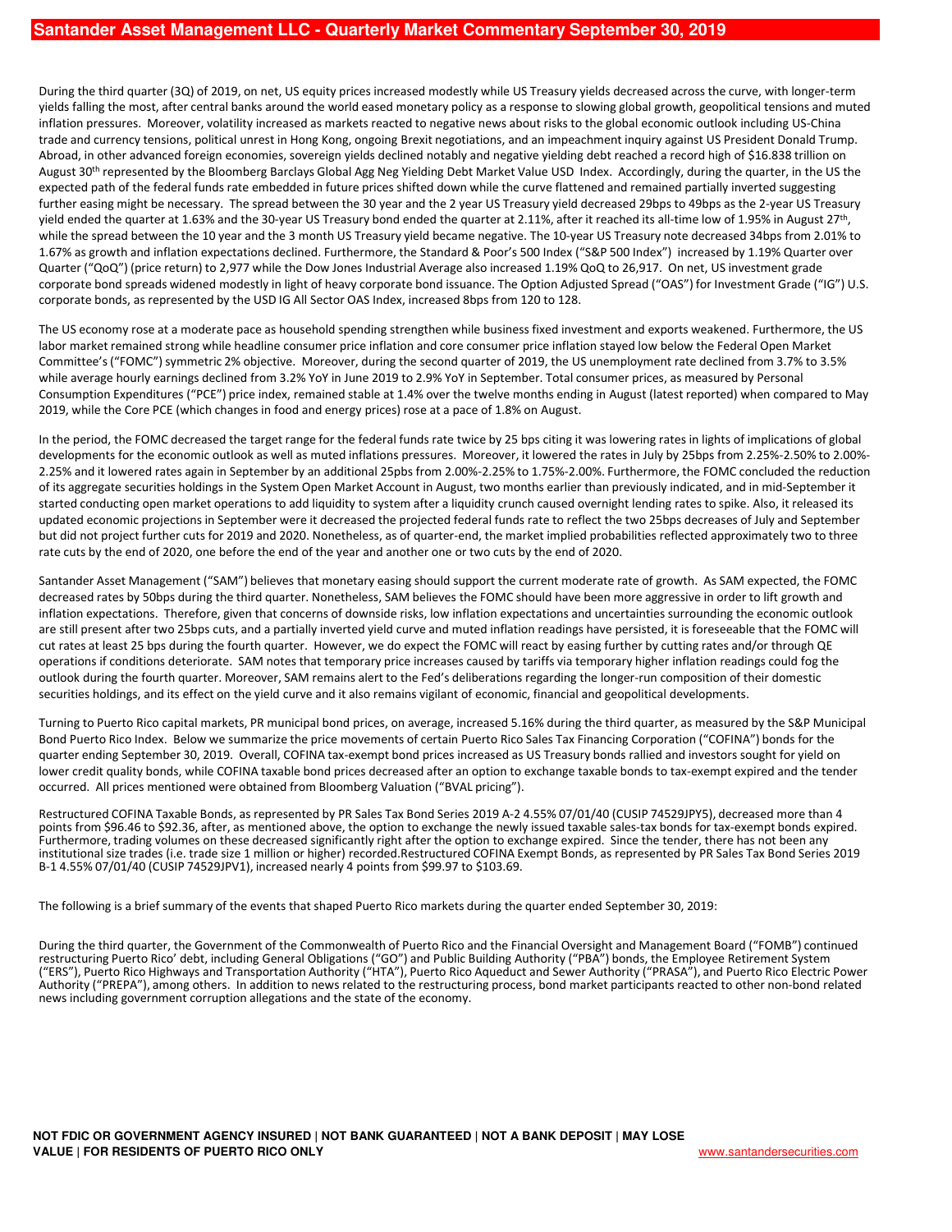# Santander Asset Management LLC - Quarterly Market Commentary September 30, 2019

During the third quarter (3Q) of 2019, on net, US equity prices increased modestly while US Treasury yields decreased across the curve, with longer-term yields falling the most, after central banks around the world eased monetary policy as a response to slowing global growth, geopolitical tensions and muted inflation pressures. Moreover, volatility increased as markets reacted to negative news about risks to the global economic outlook including US-China trade and currency tensions, political unrest in Hong Kong, ongoing Brexit negotiations, and an impeachment inquiry against US President Donald Trump. Abroad, in other advanced foreign economies, sovereign yields declined notably and negative yielding debt reached a record high of $16.838 trillion on August 30th represented by the Bloomberg Barclays Global Agg Neg Yielding Debt Market Value USD Index. Accordingly, during the quarter, in the US the expected path of the federal funds rate embedded in future prices shifted down while the curve flattened and remained partially inverted suggesting further easing might be necessary. The spread between the 30 year and the 2 year US Treasury yield decreased 29bps to 49bps as the 2-year US Treasury yield ended the quarter at 1.63% and the 30-year US Treasury bond ended the quarter at 2.11%, after it reached its all-time low of 1.95% in August 27th, while the spread between the 10 year and the 3 month US Treasury yield became negative. The 10-year US Treasury note decreased 34bps from 2.01% to 1.67% as growth and inflation expectations declined. Furthermore, the Standard & Poor's 500 Index ("S&P 500 Index") increased by 1.19% Quarter over Quarter ("QoQ") (price return) to 2,977 while the Dow Jones Industrial Average also increased 1.19% QoQ to 26,917. On net, US investment grade corporate bond spreads widened modestly in light of heavy corporate bond issuance. The Option Adjusted Spread ("OAS") for Investment Grade ("IG") U.S. corporate bonds, as represented by the USD IG All Sector OAS Index, increased 8bps from 120 to 128.

The US economy rose at a moderate pace as household spending strengthen while business fixed investment and exports weakened. Furthermore, the US labor market remained strong while headline consumer price inflation and core consumer price inflation stayed low below the Federal Open Market Committee's ("FOMC") symmetric 2% objective. Moreover, during the second quarter of 2019, the US unemployment rate declined from 3.7% to 3.5% while average hourly earnings declined from 3.2% YoY in June 2019 to 2.9% YoY in September. Total consumer prices, as measured by Personal Consumption Expenditures ("PCE") price index, remained stable at 1.4% over the twelve months ending in August (latest reported) when compared to May 2019, while the Core PCE (which changes in food and energy prices) rose at a pace of 1.8% on August.

In the period, the FOMC decreased the target range for the federal funds rate twice by 25 bps citing it was lowering rates in lights of implications of global developments for the economic outlook as well as muted inflations pressures. Moreover, it lowered the rates in July by 25bps from 2.25%-2.50% to 2.00%-2.25% and it lowered rates again in September by an additional 25pbs from 2.00%-2.25% to 1.75%-2.00%. Furthermore, the FOMC concluded the reduction of its aggregate securities holdings in the System Open Market Account in August, two months earlier than previously indicated, and in mid-September it started conducting open market operations to add liquidity to system after a liquidity crunch caused overnight lending rates to spike. Also, it released its updated economic projections in September were it decreased the projected federal funds rate to reflect the two 25bps decreases of July and September but did not project further cuts for 2019 and 2020. Nonetheless, as of quarter-end, the market implied probabilities reflected approximately two to three rate cuts by the end of 2020, one before the end of the year and another one or two cuts by the end of 2020.

Santander Asset Management ("SAM") believes that monetary easing should support the current moderate rate of growth. As SAM expected, the FOMC decreased rates by 50bps during the third quarter. Nonetheless, SAM believes the FOMC should have been more aggressive in order to lift growth and inflation expectations. Therefore, given that concerns of downside risks, low inflation expectations and uncertainties surrounding the economic outlook are still present after two 25bps cuts, and a partially inverted yield curve and muted inflation readings have persisted, it is foreseeable that the FOMC will cut rates at least 25 bps during the fourth quarter. However, we do expect the FOMC will react by easing further by cutting rates and/or through QE operations if conditions deteriorate. SAM notes that temporary price increases caused by tariffs via temporary higher inflation readings could fog the outlook during the fourth quarter. Moreover, SAM remains alert to the Fed's deliberations regarding the longer-run composition of their domestic securities holdings, and its effect on the yield curve and it also remains vigilant of economic, financial and geopolitical developments.

Turning to Puerto Rico capital markets, PR municipal bond prices, on average, increased 5.16% during the third quarter, as measured by the S&P Municipal Bond Puerto Rico Index. Below we summarize the price movements of certain Puerto Rico Sales Tax Financing Corporation ("COFINA") bonds for the quarter ending September 30, 2019. Overall, COFINA tax-exempt bond prices increased as US Treasury bonds rallied and investors sought for yield on lower credit quality bonds, while COFINA taxable bond prices decreased after an option to exchange taxable bonds to tax-exempt expired and the tender occurred. All prices mentioned were obtained from Bloomberg Valuation ("BVAL pricing").

Restructured COFINA Taxable Bonds, as represented by PR Sales Tax Bond Series 2019 A-2 4.55% 07/01/40 (CUSIP 74529JPY5), decreased more than 4 points from $96.46 to $92.36, after, as mentioned above, the option to exchange the newly issued taxable sales-tax bonds for tax-exempt bonds expired. Furthermore, trading volumes on these decreased significantly right after the option to exchange expired. Since the tender, there has not been any institutional size trades (i.e. trade size 1 million or higher) recorded.Restructured COFINA Exempt Bonds, as represented by PR Sales Tax Bond Series 2019 B-1 4.55% 07/01/40 (CUSIP 74529JPV1), increased nearly 4 points from $99.97 to $103.69.

The following is a brief summary of the events that shaped Puerto Rico markets during the quarter ended September 30, 2019:

During the third quarter, the Government of the Commonwealth of Puerto Rico and the Financial Oversight and Management Board ("FOMB") continued restructuring Puerto Rico' debt, including General Obligations ("GO") and Public Building Authority ("PBA") bonds, the Employee Retirement System ("ERS"), Puerto Rico Highways and Transportation Authority ("HTA"), Puerto Rico Aqueduct and Sewer Authority ("PRASA"), and Puerto Rico Electric Power Authority ("PREPA"), among others. In addition to news related to the restructuring process, bond market participants reacted to other non-bond related news including government corruption allegations and the state of the economy.

**NOT FDIC OR GOVERNMENT AGENCY INSURED | NOT BANK GUARANTEED | NOT A BANK DEPOSIT | MAY LOSE VALUE | FOR RESIDENTS OF PUERTO RICO ONLY**

www.santandersecurities.com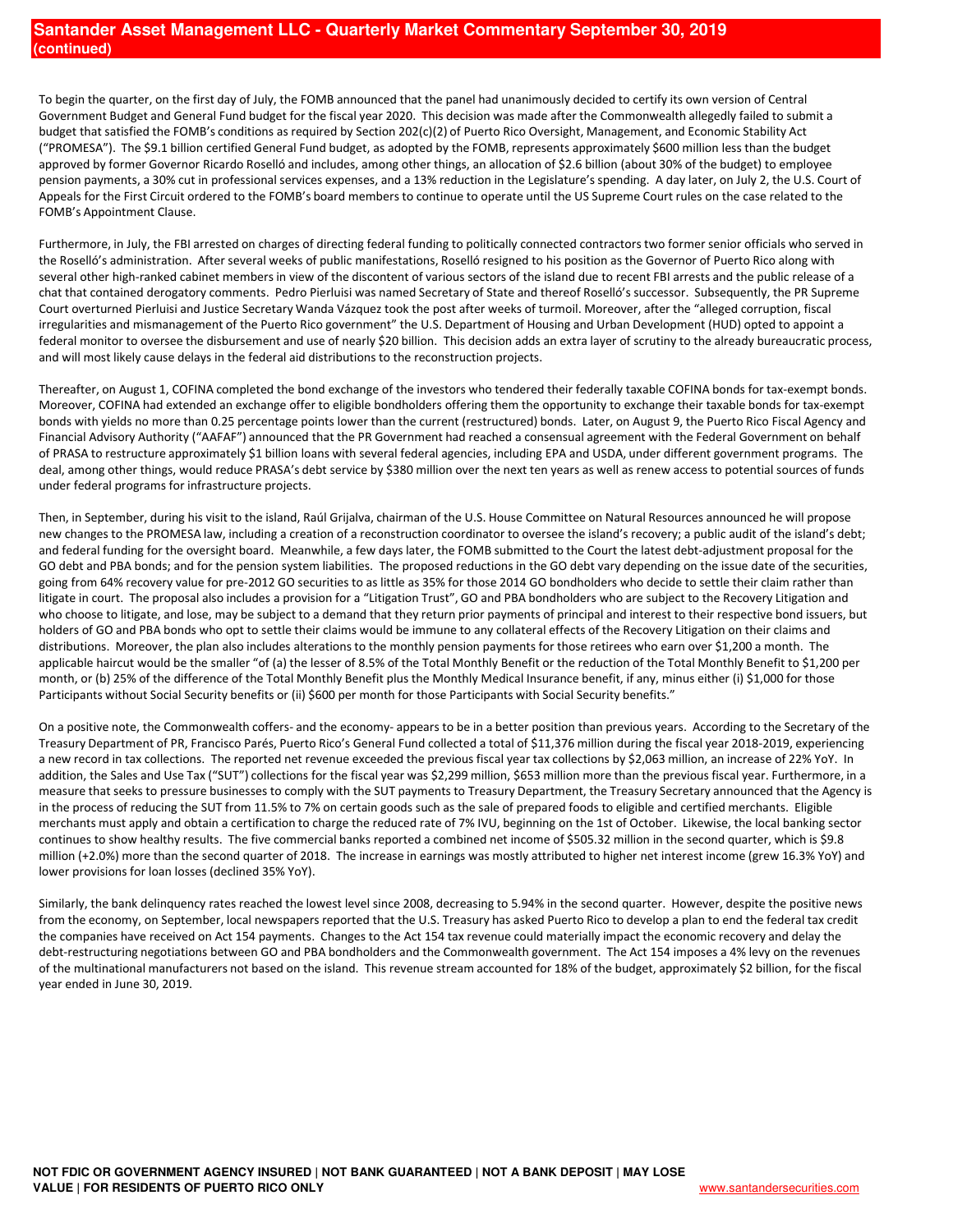To begin the quarter, on the first day of July, the FOMB announced that the panel had unanimously decided to certify its own version of Central Government Budget and General Fund budget for the fiscal year 2020. This decision was made after the Commonwealth allegedly failed to submit a budget that satisfied the FOMB's conditions as required by Section 202(c)(2) of Puerto Rico Oversight, Management, and Economic Stability Act ("PROMESA"). The $9.1 billion certified General Fund budget, as adopted by the FOMB, represents approximately $600 million less than the budget approved by former Governor Ricardo Roselló and includes, among other things, an allocation of $2.6 billion (about 30% of the budget) to employee pension payments, a 30% cut in professional services expenses, and a 13% reduction in the Legislature's spending. A day later, on July 2, the U.S. Court of Appeals for the First Circuit ordered to the FOMB's board members to continue to operate until the US Supreme Court rules on the case related to the FOMB's Appointment Clause.

Furthermore, in July, the FBI arrested on charges of directing federal funding to politically connected contractors two former senior officials who served in the Roselló's administration. After several weeks of public manifestations, Roselló resigned to his position as the Governor of Puerto Rico along with several other high-ranked cabinet members in view of the discontent of various sectors of the island due to recent FBI arrests and the public release of a chat that contained derogatory comments. Pedro Pierluisi was named Secretary of State and thereof Roselló's successor. Subsequently, the PR Supreme Court overturned Pierluisi and Justice Secretary Wanda Vázquez took the post after weeks of turmoil. Moreover, after the "alleged corruption, fiscal irregularities and mismanagement of the Puerto Rico government" the U.S. Department of Housing and Urban Development (HUD) opted to appoint a federal monitor to oversee the disbursement and use of nearly $20 billion. This decision adds an extra layer of scrutiny to the already bureaucratic process, and will most likely cause delays in the federal aid distributions to the reconstruction projects.

Thereafter, on August 1, COFINA completed the bond exchange of the investors who tendered their federally taxable COFINA bonds for tax-exempt bonds. Moreover, COFINA had extended an exchange offer to eligible bondholders offering them the opportunity to exchange their taxable bonds for tax-exempt bonds with yields no more than 0.25 percentage points lower than the current (restructured) bonds. Later, on August 9, the Puerto Rico Fiscal Agency and Financial Advisory Authority ("AAFAF") announced that the PR Government had reached a consensual agreement with the Federal Government on behalf of PRASA to restructure approximately $1 billion loans with several federal agencies, including EPA and USDA, under different government programs. The deal, among other things, would reduce PRASA's debt service by $380 million over the next ten years as well as renew access to potential sources of funds under federal programs for infrastructure projects.

Then, in September, during his visit to the island, Raúl Grijalva, chairman of the U.S. House Committee on Natural Resources announced he will propose new changes to the PROMESA law, including a creation of a reconstruction coordinator to oversee the island's recovery; a public audit of the island's debt; and federal funding for the oversight board. Meanwhile, a few days later, the FOMB submitted to the Court the latest debt-adjustment proposal for the GO debt and PBA bonds; and for the pension system liabilities. The proposed reductions in the GO debt vary depending on the issue date of the securities, going from 64% recovery value for pre-2012 GO securities to as little as 35% for those 2014 GO bondholders who decide to settle their claim rather than litigate in court. The proposal also includes a provision for a "Litigation Trust", GO and PBA bondholders who are subject to the Recovery Litigation and who choose to litigate, and lose, may be subject to a demand that they return prior payments of principal and interest to their respective bond issuers, but holders of GO and PBA bonds who opt to settle their claims would be immune to any collateral effects of the Recovery Litigation on their claims and distributions. Moreover, the plan also includes alterations to the monthly pension payments for those retirees who earn over $1,200 a month. The applicable haircut would be the smaller "of (a) the lesser of 8.5% of the Total Monthly Benefit or the reduction of the Total Monthly Benefit to $1,200 per month, or (b) 25% of the difference of the Total Monthly Benefit plus the Monthly Medical Insurance benefit, if any, minus either (i) $1,000 for those Participants without Social Security benefits or (ii) $600 per month for those Participants with Social Security benefits."

On a positive note, the Commonwealth coffers- and the economy- appears to be in a better position than previous years. According to the Secretary of the Treasury Department of PR, Francisco Parés, Puerto Rico's General Fund collected a total of $11,376 million during the fiscal year 2018-2019, experiencing a new record in tax collections. The reported net revenue exceeded the previous fiscal year tax collections by $2,063 million, an increase of 22% YoY. In addition, the Sales and Use Tax ("SUT") collections for the fiscal year was $2,299 million, $653 million more than the previous fiscal year. Furthermore, in a measure that seeks to pressure businesses to comply with the SUT payments to Treasury Department, the Treasury Secretary announced that the Agency is in the process of reducing the SUT from 11.5% to 7% on certain goods such as the sale of prepared foods to eligible and certified merchants. Eligible merchants must apply and obtain a certification to charge the reduced rate of 7% IVU, beginning on the 1st of October. Likewise, the local banking sector continues to show healthy results. The five commercial banks reported a combined net income of $505.32 million in the second quarter, which is $9.8 million (+2.0%) more than the second quarter of 2018. The increase in earnings was mostly attributed to higher net interest income (grew 16.3% YoY) and lower provisions for loan losses (declined 35% YoY).

Similarly, the bank delinquency rates reached the lowest level since 2008, decreasing to 5.94% in the second quarter. However, despite the positive news from the economy, on September, local newspapers reported that the U.S. Treasury has asked Puerto Rico to develop a plan to end the federal tax credit the companies have received on Act 154 payments. Changes to the Act 154 tax revenue could materially impact the economic recovery and delay the debt-restructuring negotiations between GO and PBA bondholders and the Commonwealth government. The Act 154 imposes a 4% levy on the revenues of the multinational manufacturers not based on the island. This revenue stream accounted for 18% of the budget, approximately $2 billion, for the fiscal year ended in June 30, 2019.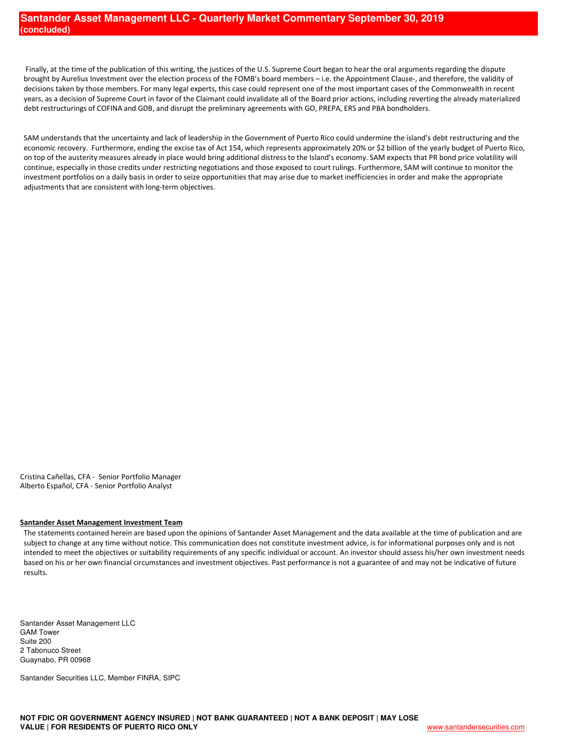Finally, at the time of the publication of this writing, the justices of the U.S. Supreme Court began to hear the oral arguments regarding the dispute brought by Aurelius Investment over the election process of the FOMB's board members – i.e. the Appointment Clause-, and therefore, the validity of decisions taken by those members. For many legal experts, this case could represent one of the most important cases of the Commonwealth in recent years, as a decision of Supreme Court in favor of the Claimant could invalidate all of the Board prior actions, including reverting the already materialized debt restructurings of COFINA and GDB, and disrupt the preliminary agreements with GO, PREPA, ERS and PBA bondholders.

SAM understands that the uncertainty and lack of leadership in the Government of Puerto Rico could undermine the island's debt restructuring and the economic recovery. Furthermore, ending the excise tax of Act 154, which represents approximately 20% or $2 billion of the yearly budget of Puerto Rico, on top of the austerity measures already in place would bring additional distress to the Island's economy. SAM expects that PR bond price volatility will continue, especially in those credits under restricting negotiations and those exposed to court rulings. Furthermore, SAM will continue to monitor the investment portfolios on a daily basis in order to seize opportunities that may arise due to market inefficiencies in order and make the appropriate adjustments that are consistent with long-term objectives.

Cristina Cañellas, CFA - Senior Portfolio Manager
Alberto Español, CFA - Senior Portfolio Analyst

**Santander Asset Management Investment Team**

The statements contained herein are based upon the opinions of Santander Asset Management and the data available at the time of publication and are subject to change at any time without notice. This communication does not constitute investment advice, is for informational purposes only and is not intended to meet the objectives or suitability requirements of any specific individual or account. An investor should assess his/her own investment needs based on his or her own financial circumstances and investment objectives. Past performance is not a guarantee of and may not be indicative of future results.

Santander Asset Management LLC
GAM Tower
Suite 200
2 Tabonuco Street
Guaynabo, PR 00968

Santander Securities LLC, Member FINRA, SIPC

**NOT FDIC OR GOVERNMENT AGENCY INSURED | NOT BANK GUARANTEED | NOT A BANK DEPOSIT | MAY LOSE VALUE | FOR RESIDENTS OF PUERTO RICO ONLY**

www.santandersecurities.com